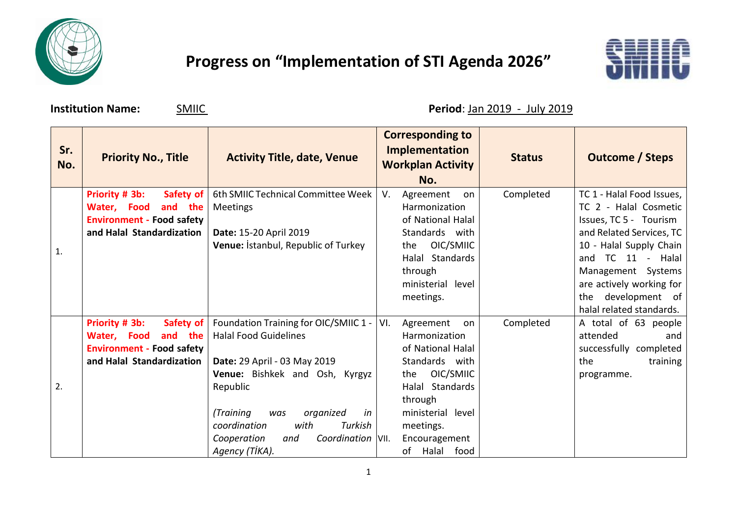# Progress on "Implementation of STI Agenda 2026"

**Institution Name:** SMIIC **Period**: Jan 2019 - July 2019

| Sr. No. | Priority No., Title | Activity Title, date, Venue | Corresponding to Implementation Workplan Activity No. | Status | Outcome / Steps |
|---|---|---|---|---|---|
| 1. | **Priority # 3b: Safety of Water, Food and the Environment - Food safety and Halal Standardization** | 6th SMIIC Technical Committee Week Meetings<br><br>**Date:** 15-20 April 2019<br>**Venue:** İstanbul, Republic of Turkey | V. Agreement on Harmonization of National Halal Standards with the OIC/SMIIC Halal Standards through ministerial level meetings. | Completed | TC 1 - Halal Food Issues, TC 2 - Halal Cosmetic Issues, TC 5 - Tourism and Related Services, TC 10 - Halal Supply Chain and TC 11 - Halal Management Systems are actively working for the development of halal related standards. |
| 2. | **Priority # 3b: Safety of Water, Food and the Environment - Food safety and Halal Standardization** | Foundation Training for OIC/SMIIC 1 - Halal Food Guidelines<br><br>**Date:** 29 April - 03 May 2019<br>**Venue:** Bishkek and Osh, Kyrgyz Republic<br><br>*(Training was organized in coordination with Turkish Cooperation and Coordination Agency (TİKA).* | VI. Agreement on Harmonization of National Halal Standards with the OIC/SMIIC Halal Standards through ministerial level meetings.<br>VII. Encouragement of Halal food | Completed | A total of 63 people attended and successfully completed the training programme. |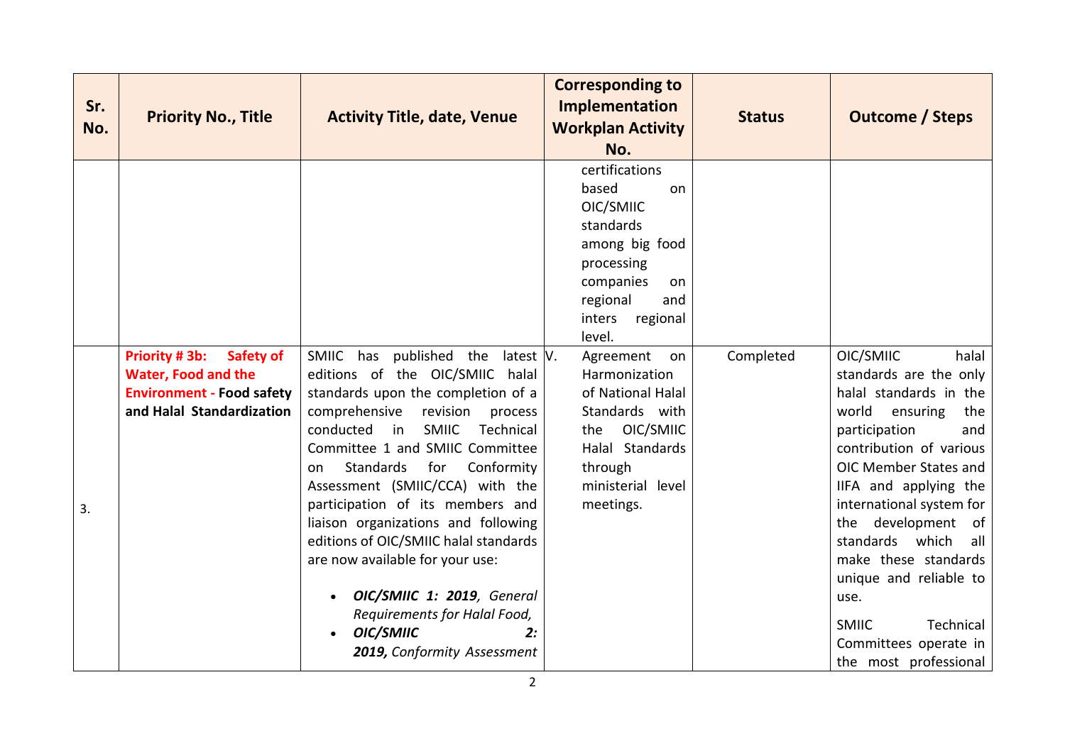| Sr. No. | Priority No., Title | Activity Title, date, Venue | Corresponding to Implementation Workplan Activity No. | Status | Outcome / Steps |
|---|---|---|---|---|---|
| | | | certifications based on OIC/SMIIC standards among big food processing companies on regional and inters regional level. | | |
| 3. | **Priority # 3b: Safety of Water, Food and the Environment - Food safety and Halal Standardization** | SMIIC has published the latest editions of the OIC/SMIIC halal standards upon the completion of a comprehensive revision process conducted in SMIIC Technical Committee 1 and SMIIC Committee on Standards for Conformity Assessment (SMIIC/CCA) with the participation of its members and liaison organizations and following editions of OIC/SMIIC halal standards are now available for your use: <br>• ***OIC/SMIIC 1: 2019****, General Requirements for Halal Food,* <br>• ***OIC/SMIIC 2: 2019,*** *Conformity Assessment* | V. Agreement on Harmonization of National Halal Standards with the OIC/SMIIC Halal Standards through ministerial level meetings. | Completed | OIC/SMIIC halal standards are the only halal standards in the world ensuring the participation and contribution of various OIC Member States and IIFA and applying the international system for the development of standards which all make these standards unique and reliable to use. <br><br>SMIIC Technical Committees operate in the most professional |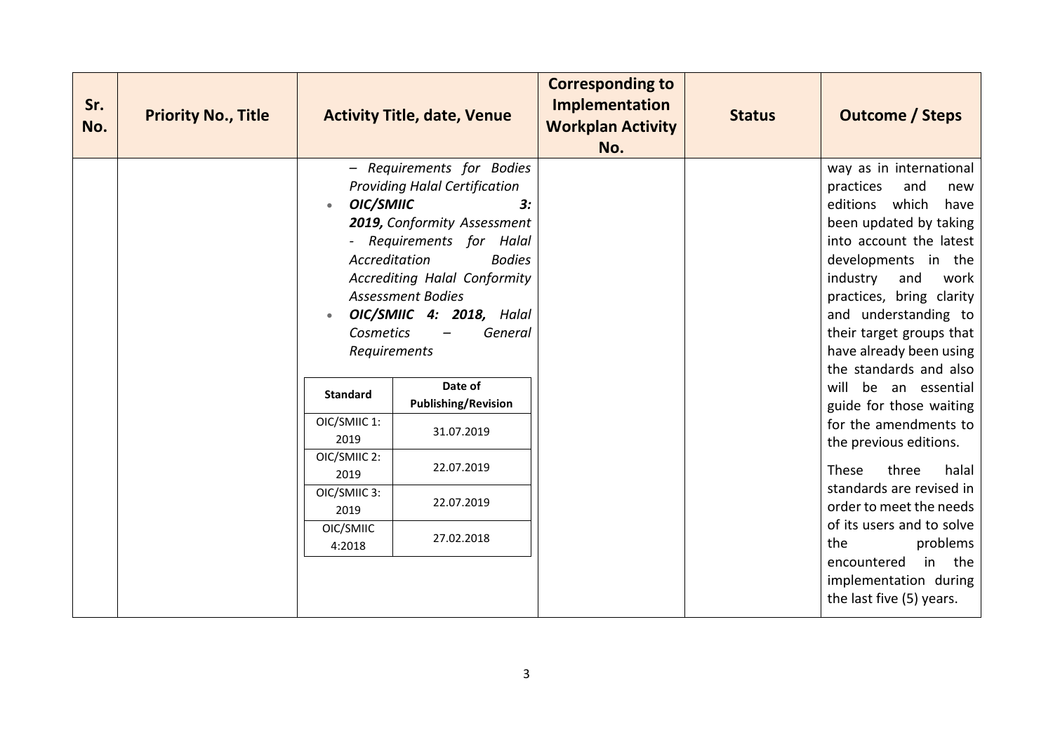| Sr. No. | Priority No., Title | Activity Title, date, Venue | Corresponding to Implementation Workplan Activity No. | Status | Outcome / Steps |
|---|---|---|---|---|---|
| | | *– Requirements for Bodies Providing Halal Certification*<br>• ***OIC/SMIIC 3: 2019,*** *Conformity Assessment - Requirements for Halal Accreditation Bodies Accrediting Halal Conformity Assessment Bodies*<br>• ***OIC/SMIIC 4: 2018,*** *Halal Cosmetics – General Requirements*<br><br>**Standard** / **Date of Publishing/Revision**:<br>OIC/SMIIC 1: 2019 – 31.07.2019<br>OIC/SMIIC 2: 2019 – 22.07.2019<br>OIC/SMIIC 3: 2019 – 22.07.2019<br>OIC/SMIIC 4:2018 – 27.02.2018 | | | way as in international practices and new editions which have been updated by taking into account the latest developments in the industry and work practices, bring clarity and understanding to their target groups that have already been using the standards and also will be an essential guide for those waiting for the amendments to the previous editions.<br><br>These three halal standards are revised in order to meet the needs of its users and to solve the problems encountered in the implementation during the last five (5) years. |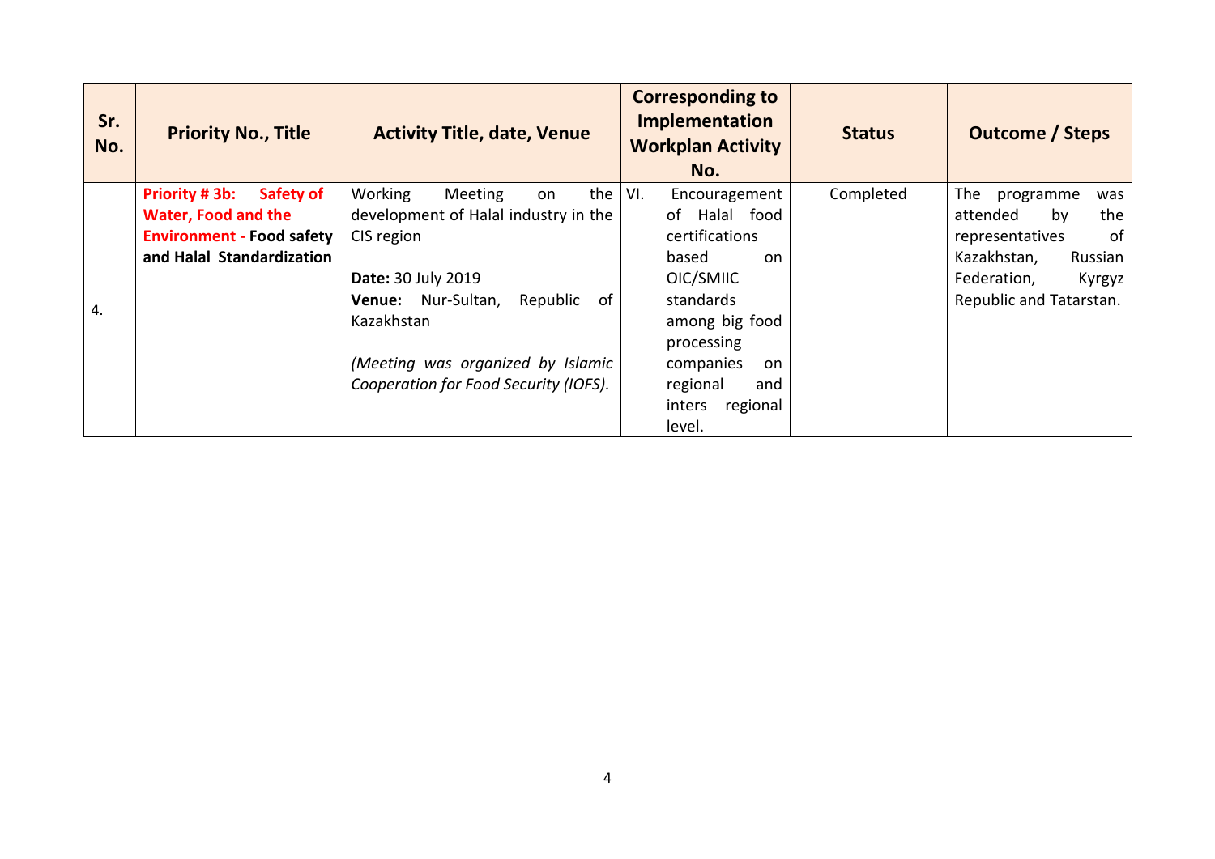| Sr. No. | Priority No., Title | Activity Title, date, Venue | Corresponding to Implementation Workplan Activity No. | Status | Outcome / Steps |
|---|---|---|---|---|---|
| 4. | **Priority # 3b: Safety of Water, Food and the Environment - Food safety and Halal Standardization** | Working Meeting on the development of Halal industry in the CIS region<br><br>**Date:** 30 July 2019<br>**Venue:** Nur-Sultan, Republic of Kazakhstan<br><br>*(Meeting was organized by Islamic Cooperation for Food Security (IOFS).* | VI. Encouragement of Halal food certifications based on OIC/SMIIC standards among big food processing companies on regional and inters regional level. | Completed | The programme was attended by the representatives of Kazakhstan, Russian Federation, Kyrgyz Republic and Tatarstan. |